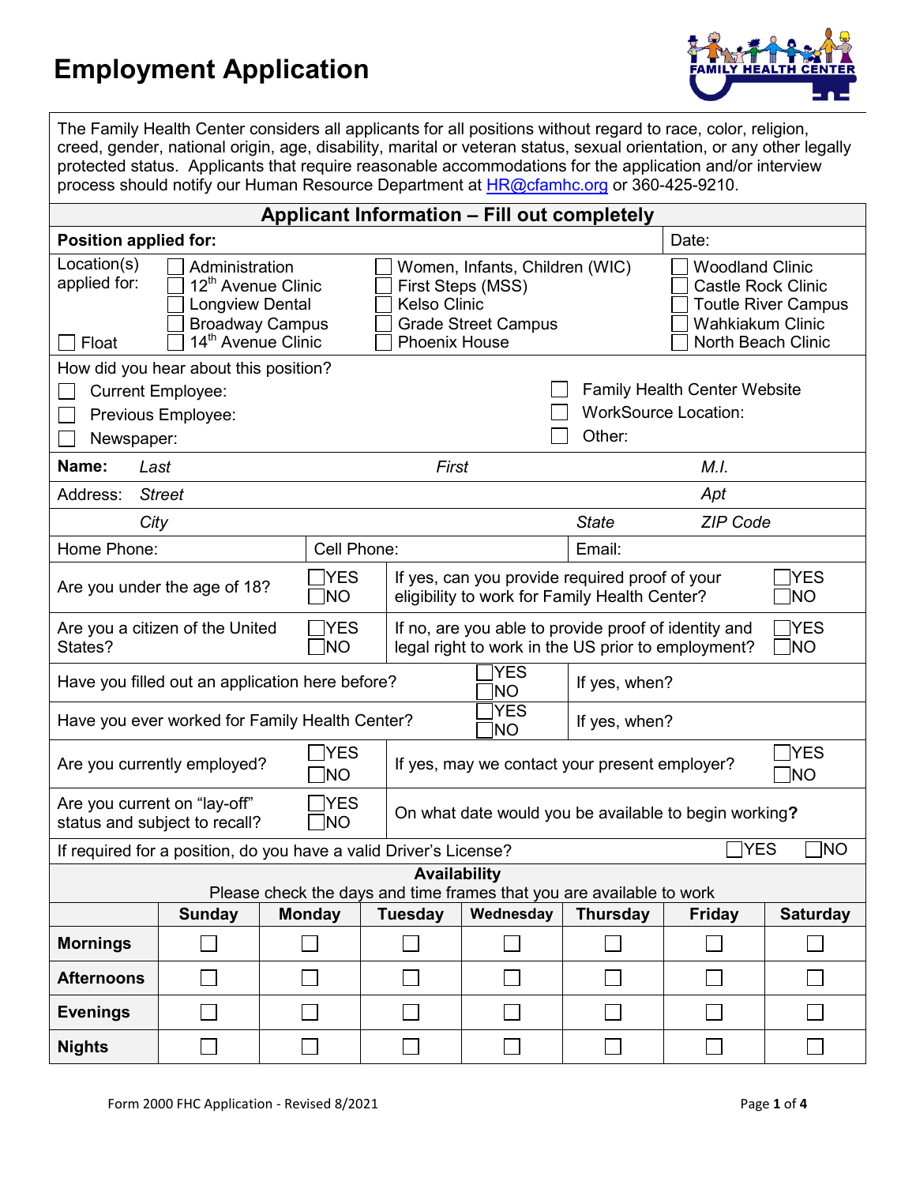# Employment Application

FAMILY HEALTH CENTER

The Family Health Center considers all applicants for all positions without regard to race, color, religion, creed, gender, national origin, age, disability, marital or veteran status, sexual orientation, or any other legally protected status. Applicants that require reasonable accommodations for the application and/or interview process should notify our Human Resource Department at HR@cfamhc.org or 360-425-9210.

## Applicant Information – Fill out completely

**Position applied for:** Date:

Location(s) applied for:

- ☐ Float
- ☐ Administration
- ☐ 12th Avenue Clinic
- ☐ Longview Dental
- ☐ Broadway Campus
- ☐ 14th Avenue Clinic
- ☐ Women, Infants, Children (WIC)
- ☐ First Steps (MSS)
- ☐ Kelso Clinic
- ☐ Grade Street Campus
- ☐ Phoenix House
- ☐ Woodland Clinic
- ☐ Castle Rock Clinic
- ☐ Toutle River Campus
- ☐ Wahkiakum Clinic
- ☐ North Beach Clinic

How did you hear about this position?

- ☐ Current Employee:
- ☐ Previous Employee:
- ☐ Newspaper:
- ☐ Family Health Center Website
- ☐ WorkSource Location:
- ☐ Other:

**Name:** *Last* *First* *M.I.*

Address: *Street* *Apt*

*City* *State* *ZIP Code*

Home Phone: Cell Phone: Email:

| | | | |
|---|---|---|---|
| Are you under the age of 18? | ☐YES ☐NO | If yes, can you provide required proof of your eligibility to work for Family Health Center? | ☐YES ☐NO |
| Are you a citizen of the United States? | ☐YES ☐NO | If no, are you able to provide proof of identity and legal right to work in the US prior to employment? | ☐YES ☐NO |
| Have you filled out an application here before? | ☐YES ☐NO | If yes, when? | |
| Have you ever worked for Family Health Center? | ☐YES ☐NO | If yes, when? | |
| Are you currently employed? | ☐YES ☐NO | If yes, may we contact your present employer? | ☐YES ☐NO |
| Are you current on "lay-off" status and subject to recall? | ☐YES ☐NO | On what date would you be available to begin working**?** | |

If required for a position, do you have a valid Driver's License? ☐YES ☐NO

**Availability**

Please check the days and time frames that you are available to work

| | Sunday | Monday | Tuesday | Wednesday | Thursday | Friday | Saturday |
|---|---|---|---|---|---|---|---|
| **Mornings** | ☐ | ☐ | ☐ | ☐ | ☐ | ☐ | ☐ |
| **Afternoons** | ☐ | ☐ | ☐ | ☐ | ☐ | ☐ | ☐ |
| **Evenings** | ☐ | ☐ | ☐ | ☐ | ☐ | ☐ | ☐ |
| **Nights** | ☐ | ☐ | ☐ | ☐ | ☐ | ☐ | ☐ |

Form 2000 FHC Application - Revised 8/2021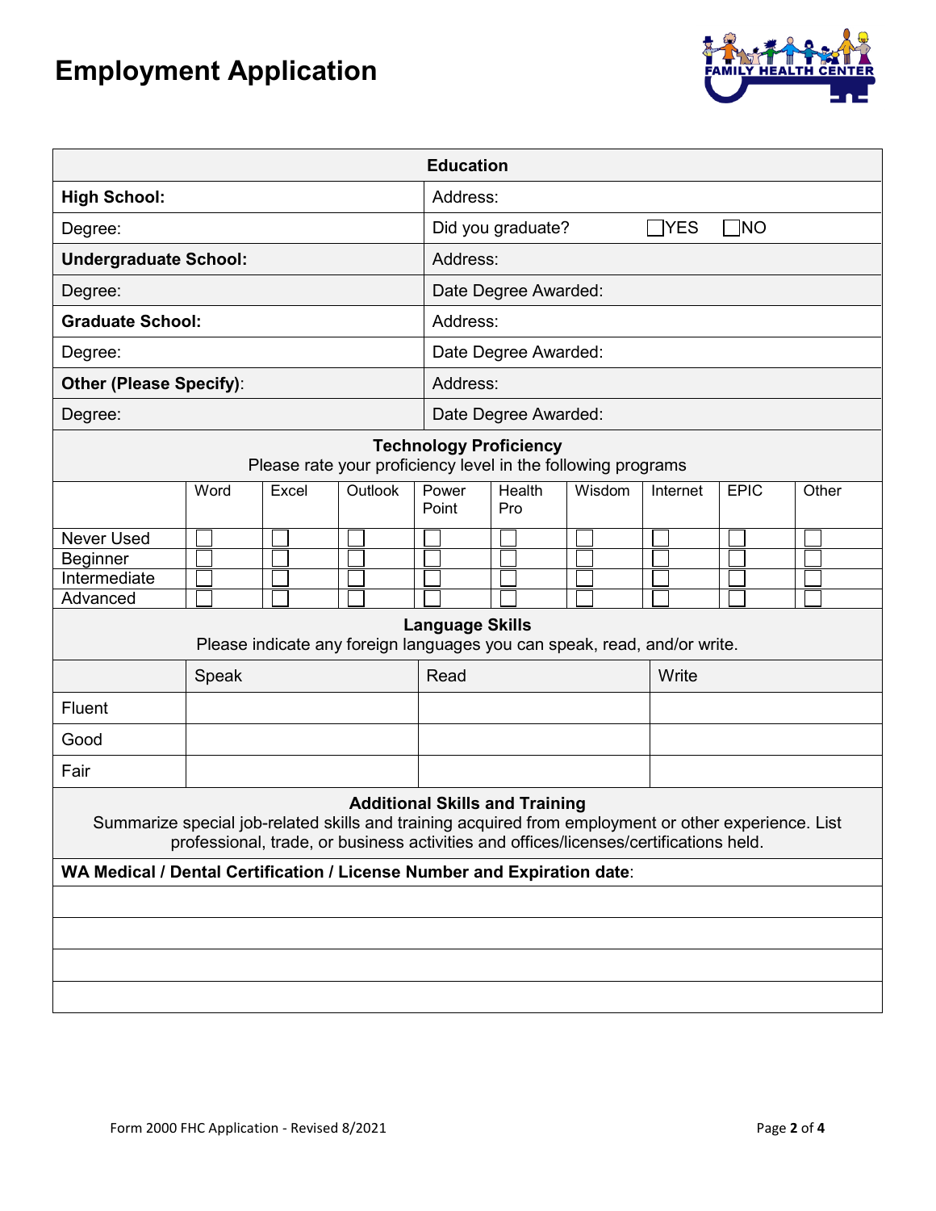# Employment Application

FAMILY HEALTH CENTER

| Education | |
|---|---|
| **High School:** | Address: |
| Degree: | Did you graduate? ☐YES ☐NO |
| **Undergraduate School:** | Address: |
| Degree: | Date Degree Awarded: |
| **Graduate School:** | Address: |
| Degree: | Date Degree Awarded: |
| **Other (Please Specify)**: | Address: |
| Degree: | Date Degree Awarded: |

**Technology Proficiency**

Please rate your proficiency level in the following programs

| | Word | Excel | Outlook | Power Point | Health Pro | Wisdom | Internet | EPIC | Other |
|---|---|---|---|---|---|---|---|---|---|
| Never Used | ☐ | ☐ | ☐ | ☐ | ☐ | ☐ | ☐ | ☐ | ☐ |
| Beginner | ☐ | ☐ | ☐ | ☐ | ☐ | ☐ | ☐ | ☐ | ☐ |
| Intermediate | ☐ | ☐ | ☐ | ☐ | ☐ | ☐ | ☐ | ☐ | ☐ |
| Advanced | ☐ | ☐ | ☐ | ☐ | ☐ | ☐ | ☐ | ☐ | ☐ |

**Language Skills**

Please indicate any foreign languages you can speak, read, and/or write.

| | Speak | Read | Write |
|---|---|---|---|
| Fluent | | | |
| Good | | | |
| Fair | | | |

**Additional Skills and Training**

Summarize special job-related skills and training acquired from employment or other experience. List professional, trade, or business activities and offices/licenses/certifications held.

| **WA Medical / Dental Certification / License Number and Expiration date**: |
|---|
| |
| |
| |
| |

Form 2000 FHC Application - Revised 8/2021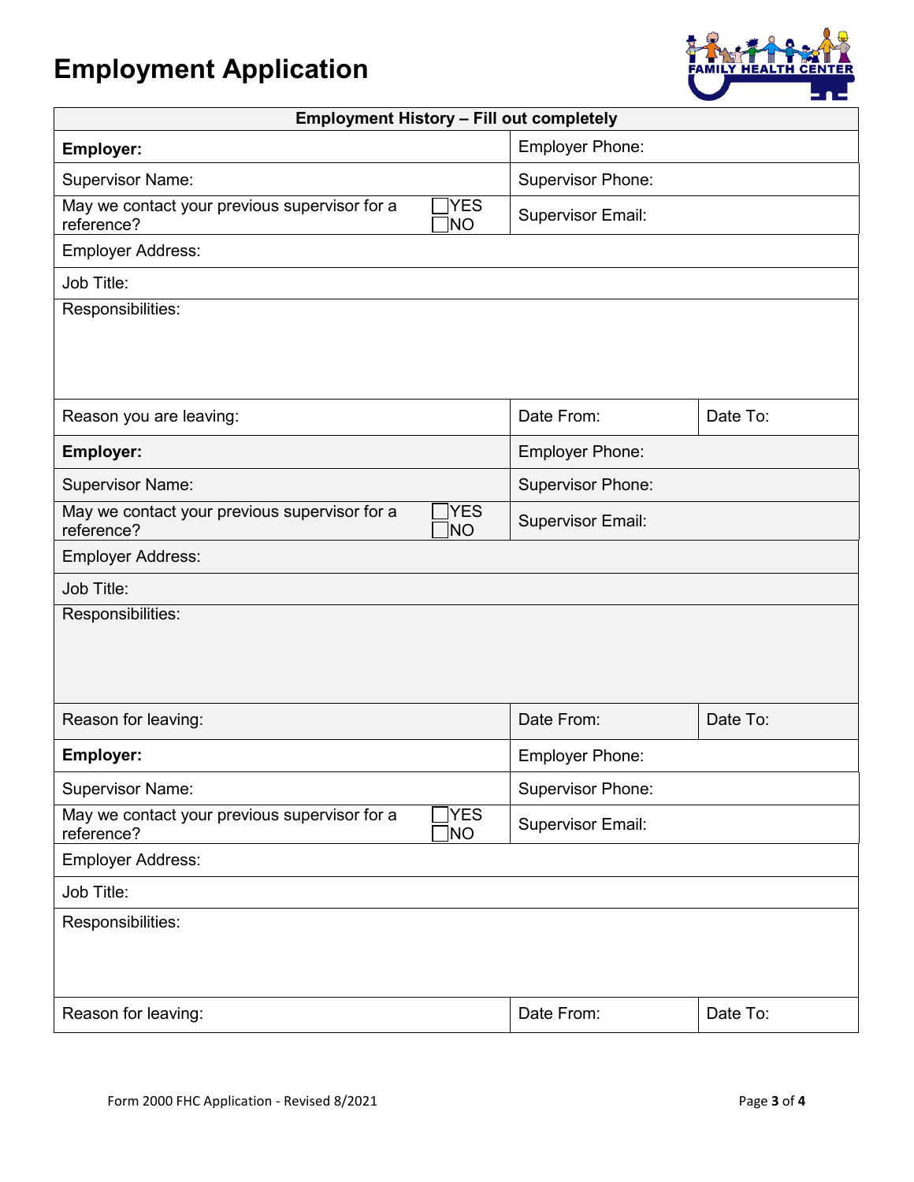# Employment Application

FAMILY HEALTH CENTER

| Employment History – Fill out completely | | |
|---|---|---|
| **Employer:** | Employer Phone: | |
| Supervisor Name: | Supervisor Phone: | |
| May we contact your previous supervisor for a reference? ☐YES ☐NO | Supervisor Email: | |
| Employer Address: | | |
| Job Title: | | |
| Responsibilities: | | |
| Reason you are leaving: | Date From: | Date To: |
| **Employer:** | Employer Phone: | |
| Supervisor Name: | Supervisor Phone: | |
| May we contact your previous supervisor for a reference? ☐YES ☐NO | Supervisor Email: | |
| Employer Address: | | |
| Job Title: | | |
| Responsibilities: | | |
| Reason for leaving: | Date From: | Date To: |
| **Employer:** | Employer Phone: | |
| Supervisor Name: | Supervisor Phone: | |
| May we contact your previous supervisor for a reference? ☐YES ☐NO | Supervisor Email: | |
| Employer Address: | | |
| Job Title: | | |
| Responsibilities: | | |
| Reason for leaving: | Date From: | Date To: |

Form 2000 FHC Application - Revised 8/2021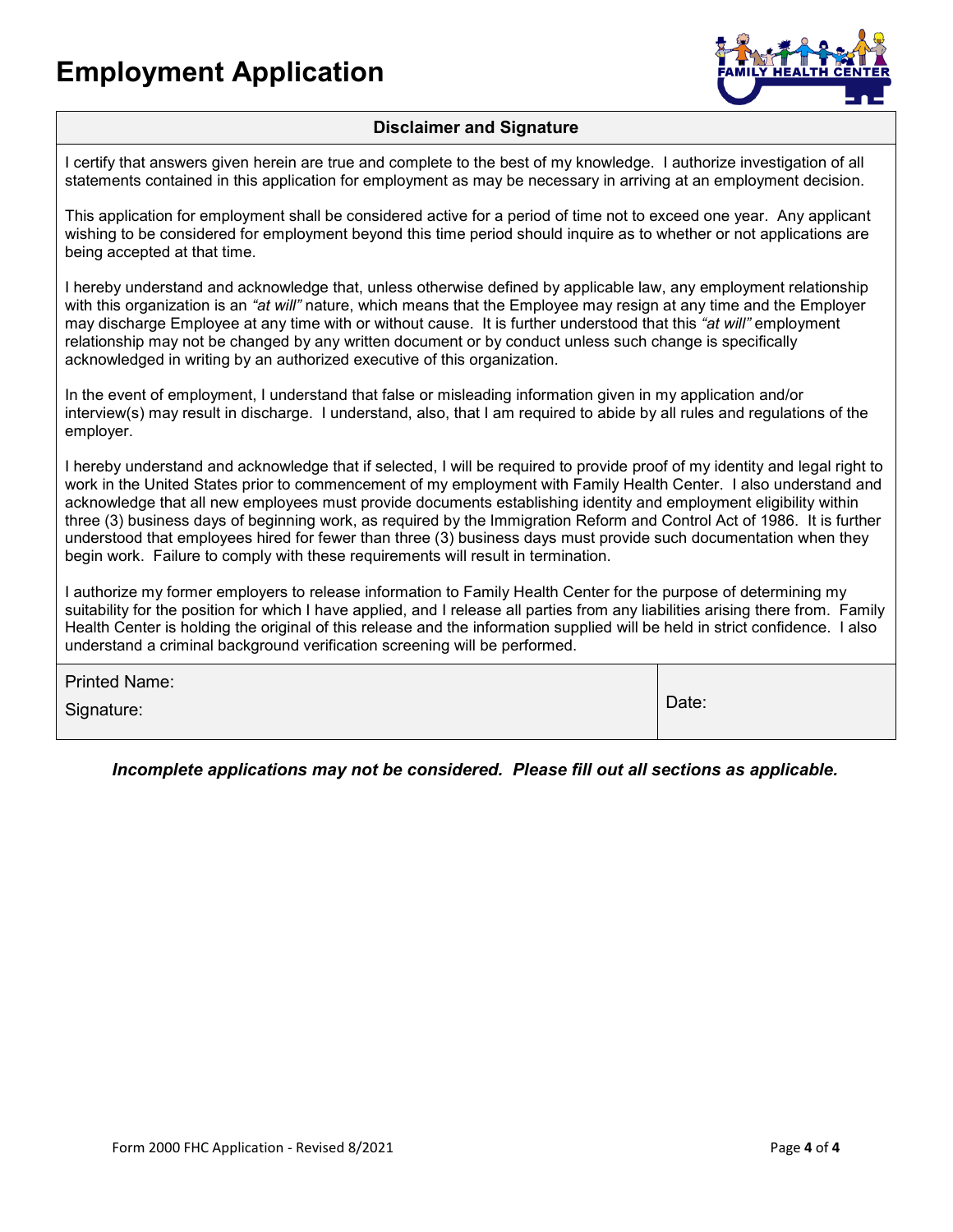# Employment Application

## Disclaimer and Signature

I certify that answers given herein are true and complete to the best of my knowledge. I authorize investigation of all statements contained in this application for employment as may be necessary in arriving at an employment decision.

This application for employment shall be considered active for a period of time not to exceed one year. Any applicant wishing to be considered for employment beyond this time period should inquire as to whether or not applications are being accepted at that time.

I hereby understand and acknowledge that, unless otherwise defined by applicable law, any employment relationship with this organization is an *"at will"* nature, which means that the Employee may resign at any time and the Employer may discharge Employee at any time with or without cause. It is further understood that this *"at will"* employment relationship may not be changed by any written document or by conduct unless such change is specifically acknowledged in writing by an authorized executive of this organization.

In the event of employment, I understand that false or misleading information given in my application and/or interview(s) may result in discharge. I understand, also, that I am required to abide by all rules and regulations of the employer.

I hereby understand and acknowledge that if selected, I will be required to provide proof of my identity and legal right to work in the United States prior to commencement of my employment with Family Health Center. I also understand and acknowledge that all new employees must provide documents establishing identity and employment eligibility within three (3) business days of beginning work, as required by the Immigration Reform and Control Act of 1986. It is further understood that employees hired for fewer than three (3) business days must provide such documentation when they begin work. Failure to comply with these requirements will result in termination.

I authorize my former employers to release information to Family Health Center for the purpose of determining my suitability for the position for which I have applied, and I release all parties from any liabilities arising there from. Family Health Center is holding the original of this release and the information supplied will be held in strict confidence. I also understand a criminal background verification screening will be performed.

| | |
|---|---|
| Printed Name:<br>Signature: | Date: |

***Incomplete applications may not be considered. Please fill out all sections as applicable.***

Form 2000 FHC Application - Revised 8/2021